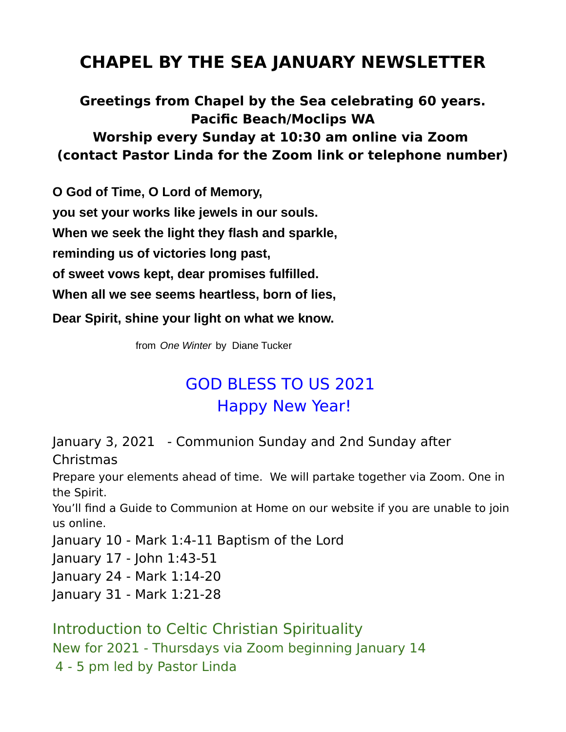# CHAPEL BY THE SEA JANUARY NEWSLETTER

### Greetings from Chapel by the Sea celebrating 60 years.
### Pacific Beach/Moclips WA
### Worship every Sunday at 10:30 am online via Zoom
### (contact Pastor Linda for the Zoom link or telephone number)

**O God of Time, O Lord of Memory,**

**you set your works like jewels in our souls.**

**When we seek the light they flash and sparkle,**

**reminding us of victories long past,**

**of sweet vows kept, dear promises fulfilled.**

**When all we see seems heartless, born of lies,**

**Dear Spirit, shine your light on what we know.**

from *One Winter* by Diane Tucker

## GOD BLESS TO US 2021
## Happy New Year!

January 3, 2021 - Communion Sunday and 2nd Sunday after Christmas

Prepare your elements ahead of time. We will partake together via Zoom. One in the Spirit.

You'll find a Guide to Communion at Home on our website if you are unable to join us online.

January 10 - Mark 1:4-11 Baptism of the Lord

January 17 - John 1:43-51

January 24 - Mark 1:14-20

January 31 - Mark 1:21-28

## Introduction to Celtic Christian Spirituality

New for 2021 - Thursdays via Zoom beginning January 14

4 - 5 pm led by Pastor Linda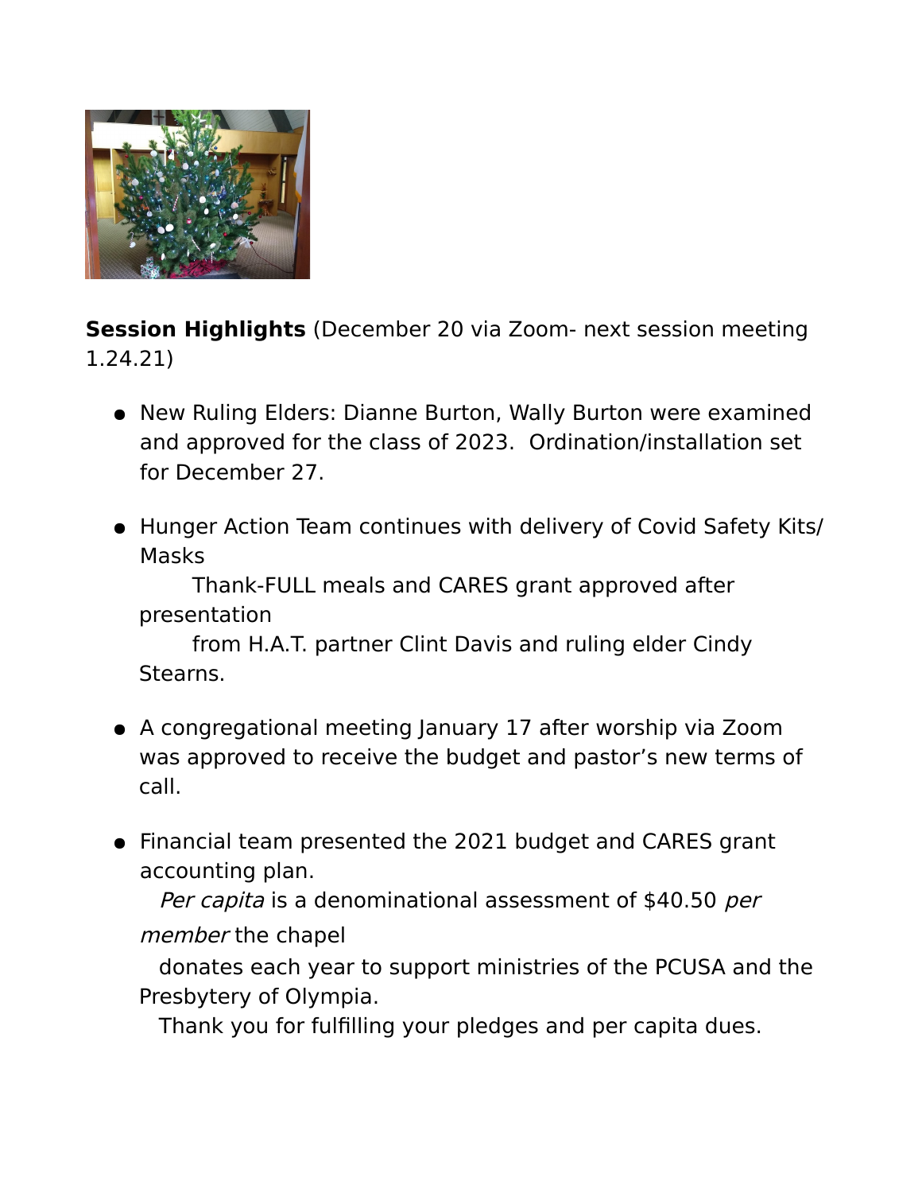**Session Highlights** (December 20 via Zoom- next session meeting 1.24.21)

- New Ruling Elders: Dianne Burton, Wally Burton were examined and approved for the class of 2023. Ordination/installation set for December 27.

- Hunger Action Team continues with delivery of Covid Safety Kits/ Masks
  Thank-FULL meals and CARES grant approved after presentation
  from H.A.T. partner Clint Davis and ruling elder Cindy Stearns.

- A congregational meeting January 17 after worship via Zoom was approved to receive the budget and pastor's new terms of call.

- Financial team presented the 2021 budget and CARES grant accounting plan.
  *Per capita* is a denominational assessment of $40.50 *per member* the chapel
  donates each year to support ministries of the PCUSA and the Presbytery of Olympia.
  Thank you for fulfilling your pledges and per capita dues.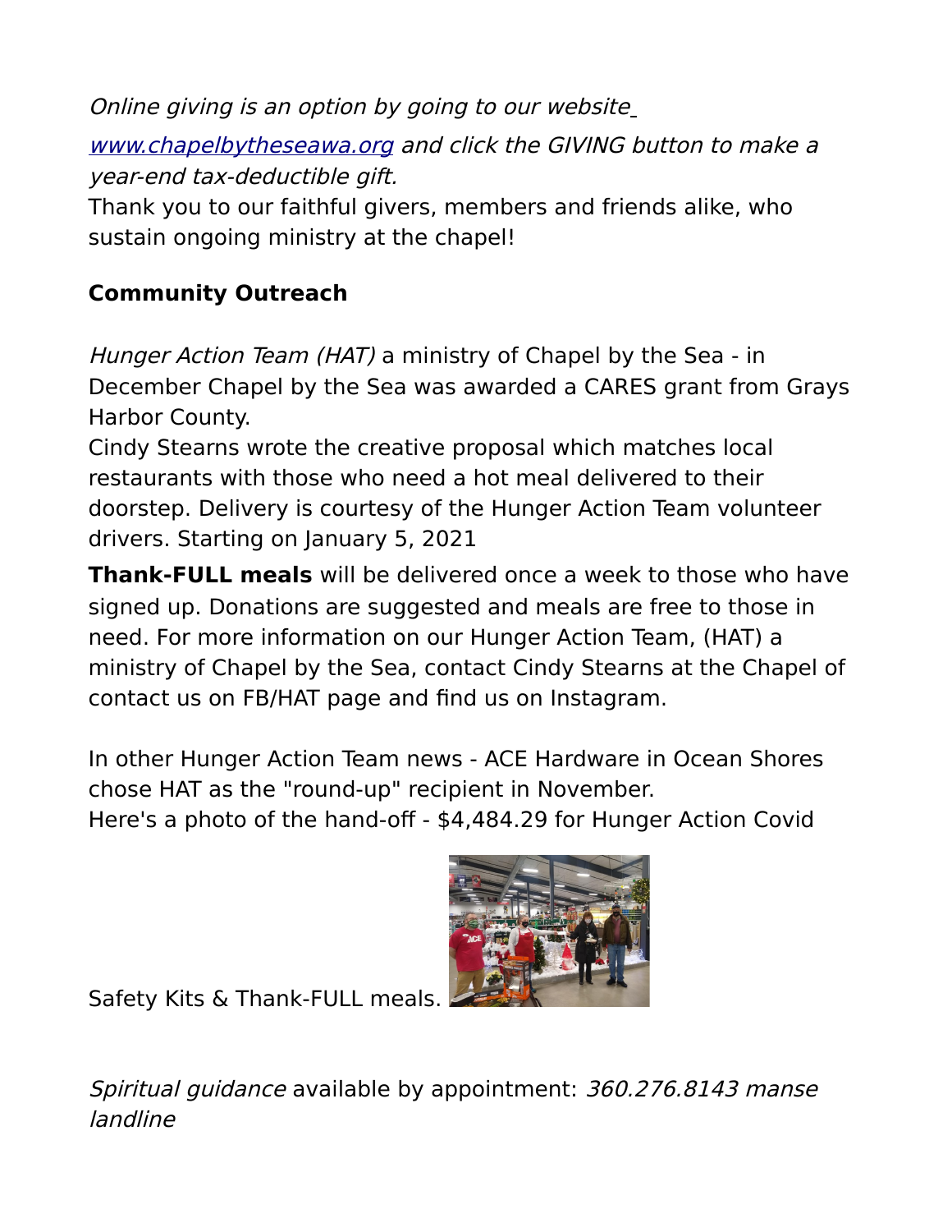*Online giving is an option by going to our website [www.chapelbytheseawa.org](http://www.chapelbytheseawa.org) and click the GIVING button to make a year-end tax-deductible gift.*

Thank you to our faithful givers, members and friends alike, who sustain ongoing ministry at the chapel!

**Community Outreach**

*Hunger Action Team (HAT)* a ministry of Chapel by the Sea - in December Chapel by the Sea was awarded a CARES grant from Grays Harbor County.

Cindy Stearns wrote the creative proposal which matches local restaurants with those who need a hot meal delivered to their doorstep. Delivery is courtesy of the Hunger Action Team volunteer drivers. Starting on January 5, 2021

**Thank-FULL meals** will be delivered once a week to those who have signed up. Donations are suggested and meals are free to those in need. For more information on our Hunger Action Team, (HAT) a ministry of Chapel by the Sea, contact Cindy Stearns at the Chapel of contact us on FB/HAT page and find us on Instagram.

In other Hunger Action Team news - ACE Hardware in Ocean Shores chose HAT as the "round-up" recipient in November.
Here's a photo of the hand-off - $4,484.29 for Hunger Action Covid Safety Kits & Thank-FULL meals.

*Spiritual guidance* available by appointment: *360.276.8143 manse landline*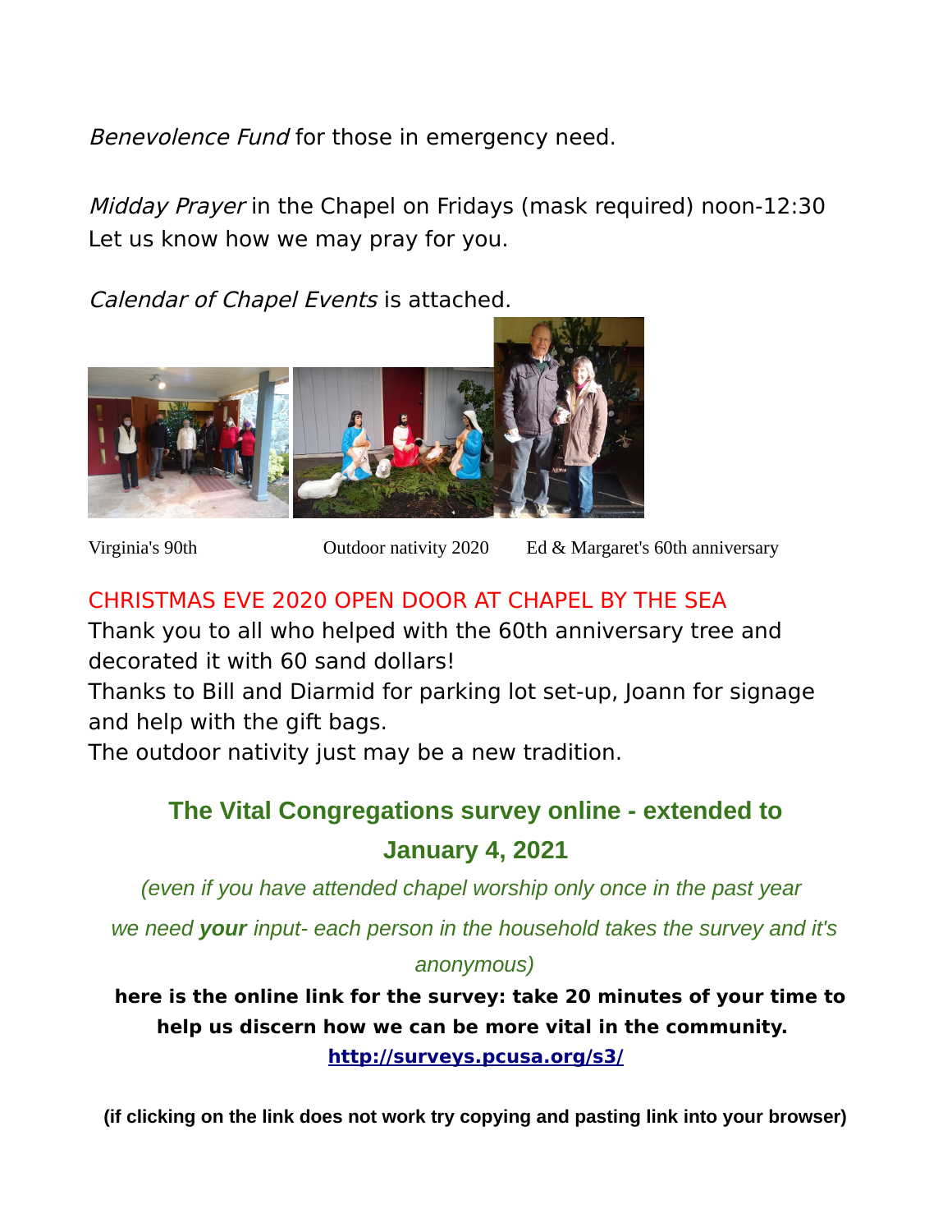*Benevolence Fund* for those in emergency need.

*Midday Prayer* in the Chapel on Fridays (mask required) noon-12:30
Let us know how we may pray for you.

*Calendar of Chapel Events* is attached.

Virginia's 90th　　　　Outdoor nativity 2020　　　　Ed & Margaret's 60th anniversary

CHRISTMAS EVE 2020 OPEN DOOR AT CHAPEL BY THE SEA

Thank you to all who helped with the 60th anniversary tree and decorated it with 60 sand dollars!

Thanks to Bill and Diarmid for parking lot set-up, Joann for signage and help with the gift bags.

The outdoor nativity just may be a new tradition.

## The Vital Congregations survey online - extended to January 4, 2021

*(even if you have attended chapel worship only once in the past year*

*we need **your** input- each person in the household takes the survey and it's anonymous)*

**here is the online link for the survey: take 20 minutes of your time to help us discern how we can be more vital in the community.**

**http://surveys.pcusa.org/s3/**

**(if clicking on the link does not work try copying and pasting link into your browser)**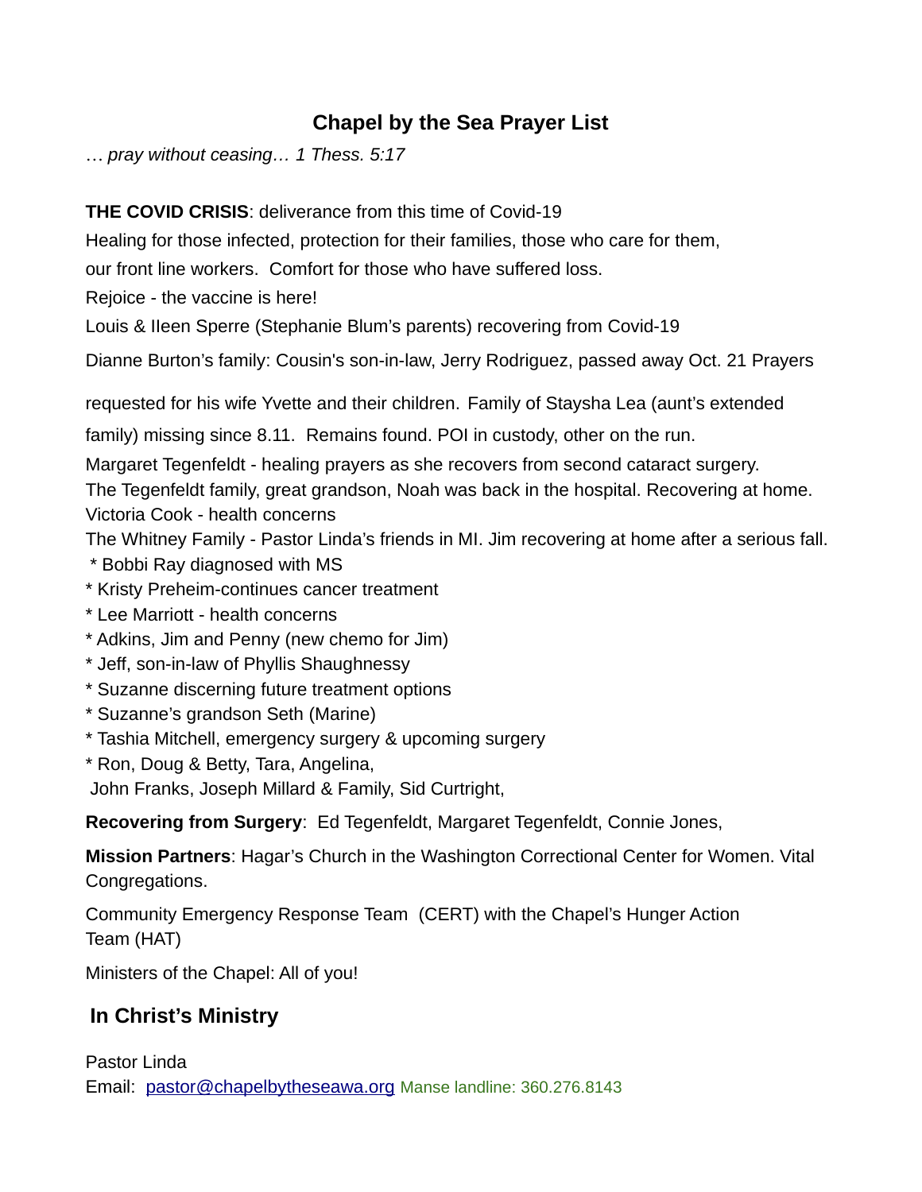## Chapel by the Sea Prayer List

*… pray without ceasing… 1 Thess. 5:17*

**THE COVID CRISIS**: deliverance from this time of Covid-19

Healing for those infected, protection for their families, those who care for them, our front line workers. Comfort for those who have suffered loss.

Rejoice - the vaccine is here!

Louis & IIeen Sperre (Stephanie Blum's parents) recovering from Covid-19

Dianne Burton's family: Cousin's son-in-law, Jerry Rodriguez, passed away Oct. 21 Prayers requested for his wife Yvette and their children. Family of Staysha Lea (aunt's extended family) missing since 8.11. Remains found. POI in custody, other on the run.

Margaret Tegenfeldt - healing prayers as she recovers from second cataract surgery.
The Tegenfeldt family, great grandson, Noah was back in the hospital. Recovering at home.
Victoria Cook - health concerns
The Whitney Family - Pastor Linda's friends in MI. Jim recovering at home after a serious fall.

* Bobbi Ray diagnosed with MS
* Kristy Preheim-continues cancer treatment
* Lee Marriott - health concerns
* Adkins, Jim and Penny (new chemo for Jim)
* Jeff, son-in-law of Phyllis Shaughnessy
* Suzanne discerning future treatment options
* Suzanne's grandson Seth (Marine)
* Tashia Mitchell, emergency surgery & upcoming surgery
* Ron, Doug & Betty, Tara, Angelina,
 John Franks, Joseph Millard & Family, Sid Curtright,

**Recovering from Surgery**: Ed Tegenfeldt, Margaret Tegenfeldt, Connie Jones,

**Mission Partners**: Hagar's Church in the Washington Correctional Center for Women. Vital Congregations.

Community Emergency Response Team (CERT) with the Chapel's Hunger Action Team (HAT)

Ministers of the Chapel: All of you!

## In Christ's Ministry

Pastor Linda
Email: [pastor@chapelbytheseawa.org](mailto:pastor@chapelbytheseawa.org) Manse landline: 360.276.8143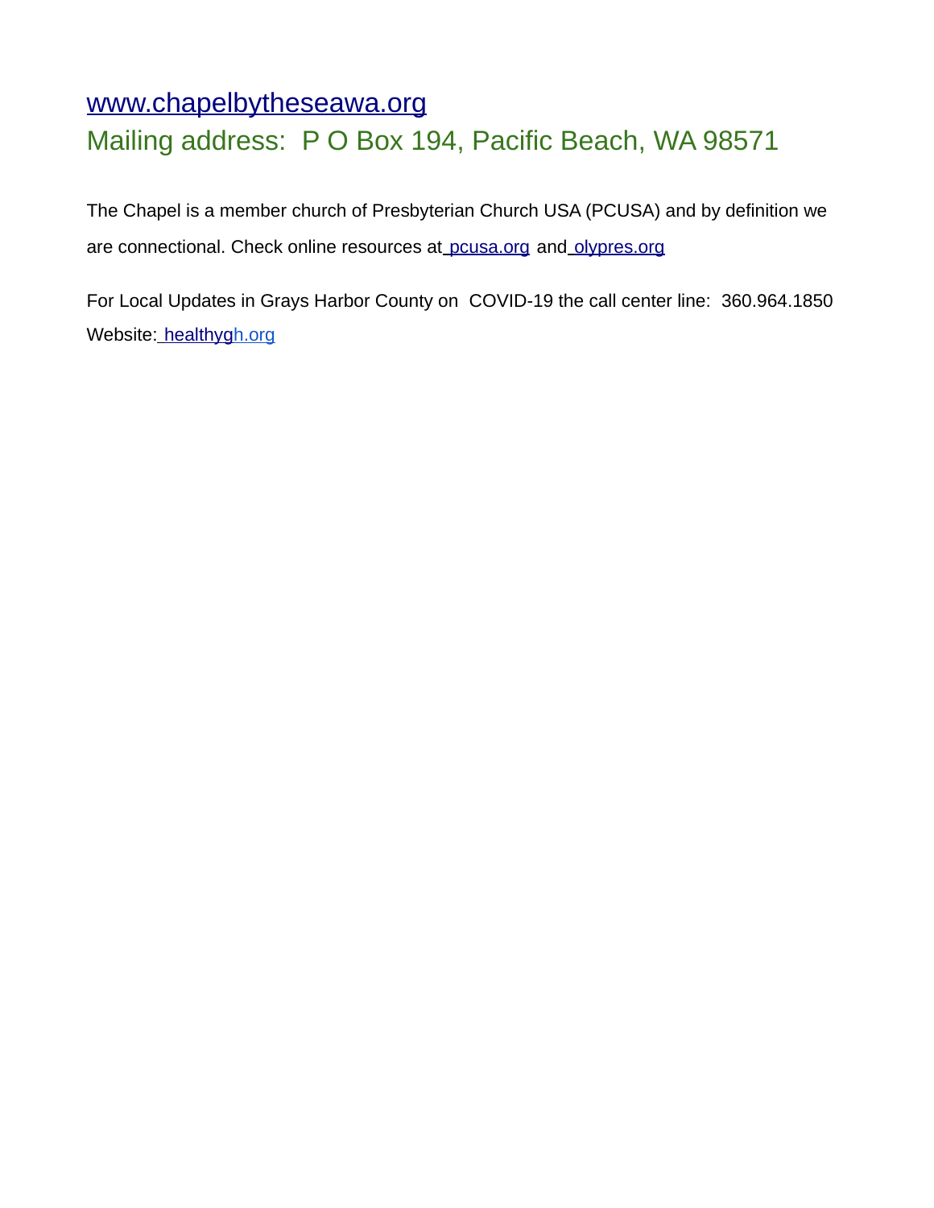www.chapelbytheseawa.org

Mailing address:  P O Box 194, Pacific Beach, WA 98571

The Chapel is a member church of Presbyterian Church USA (PCUSA) and by definition we are connectional. Check online resources at pcusa.org and olypres.org

For Local Updates in Grays Harbor County on COVID-19 the call center line: 360.964.1850
Website: healthygh.org